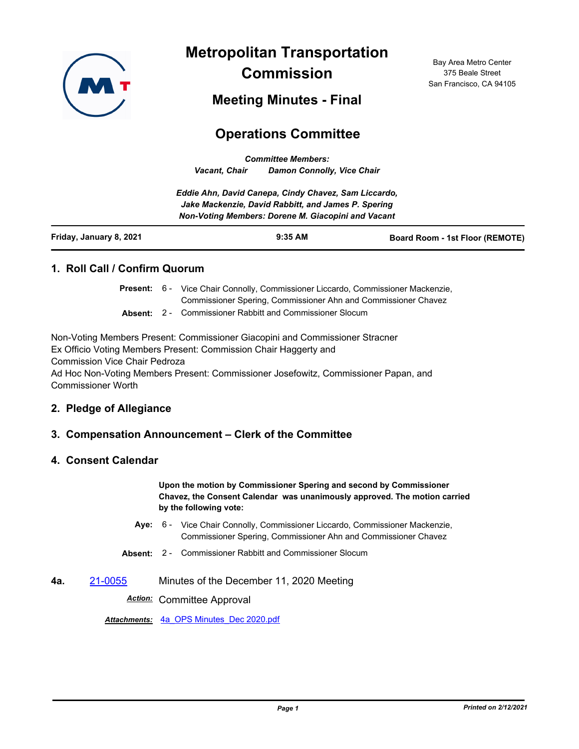# Metropolitan Transportation Commission

## Meeting Minutes - Final

## Operations Committee

Bay Area Metro Center
375 Beale Street
San Francisco, CA 94105

*Committee Members:*
*Vacant, Chair Damon Connolly, Vice Chair*

*Eddie Ahn, David Canepa, Cindy Chavez, Sam Liccardo,*
*Jake Mackenzie, David Rabbitt, and James P. Spering*
*Non-Voting Members: Dorene M. Giacopini and Vacant*

| **Friday, January 8, 2021** | **9:35 AM** | **Board Room - 1st Floor (REMOTE)** |
|---|---|---|

### 1. Roll Call / Confirm Quorum

**Present:** 6 - Vice Chair Connolly, Commissioner Liccardo, Commissioner Mackenzie, Commissioner Spering, Commissioner Ahn and Commissioner Chavez

**Absent:** 2 - Commissioner Rabbitt and Commissioner Slocum

Non-Voting Members Present: Commissioner Giacopini and Commissioner Stracner
Ex Officio Voting Members Present: Commission Chair Haggerty and Commission Vice Chair Pedroza
Ad Hoc Non-Voting Members Present: Commissioner Josefowitz, Commissioner Papan, and Commissioner Worth

### 2. Pledge of Allegiance

### 3. Compensation Announcement – Clerk of the Committee

### 4. Consent Calendar

**Upon the motion by Commissioner Spering and second by Commissioner Chavez, the Consent Calendar was unanimously approved. The motion carried by the following vote:**

**Aye:** 6 - Vice Chair Connolly, Commissioner Liccardo, Commissioner Mackenzie, Commissioner Spering, Commissioner Ahn and Commissioner Chavez

**Absent:** 2 - Commissioner Rabbitt and Commissioner Slocum

**4a.** 21-0055 Minutes of the December 11, 2020 Meeting

***Action:*** Committee Approval

***Attachments:*** 4a_OPS Minutes_Dec 2020.pdf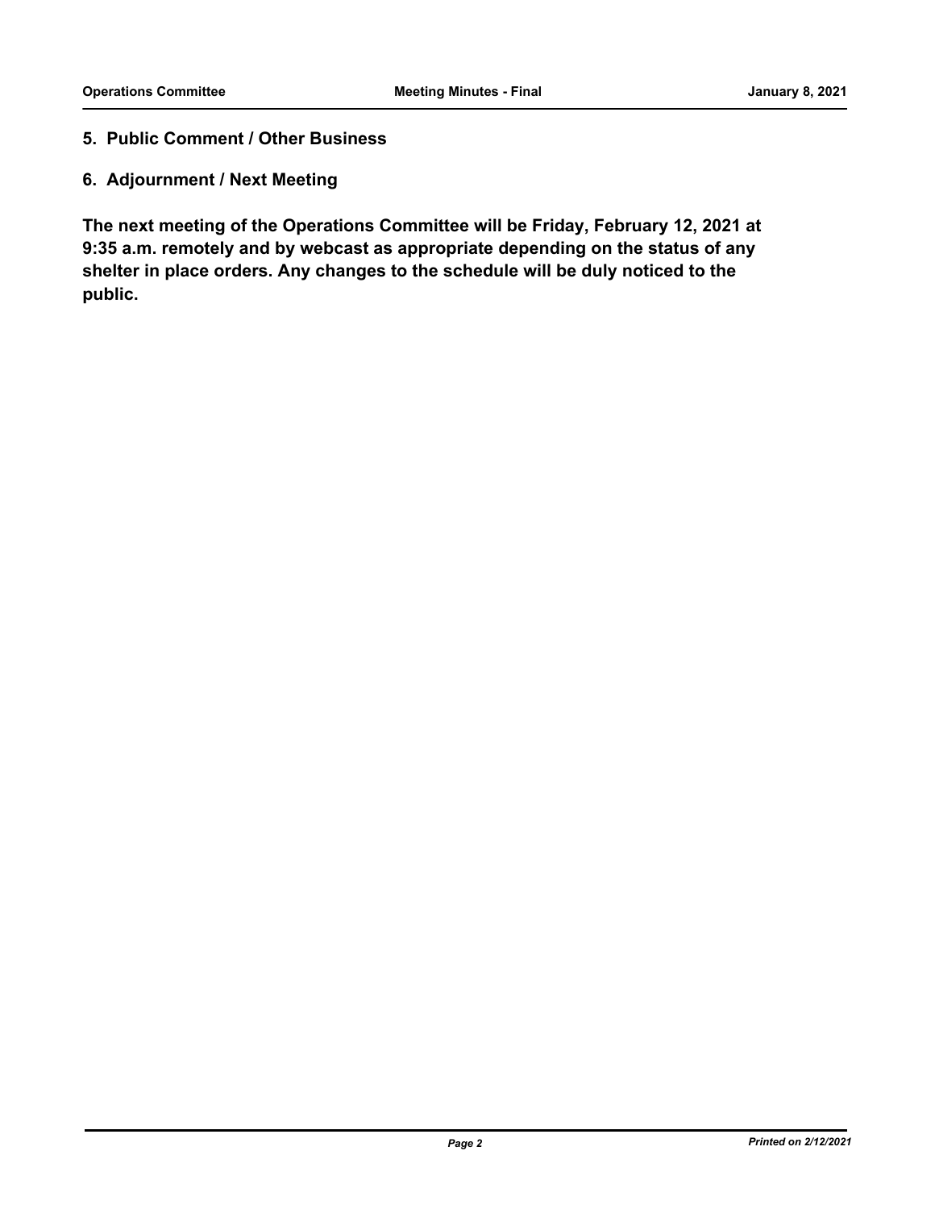## 5. Public Comment / Other Business

## 6. Adjournment / Next Meeting

**The next meeting of the Operations Committee will be Friday, February 12, 2021 at 9:35 a.m. remotely and by webcast as appropriate depending on the status of any shelter in place orders. Any changes to the schedule will be duly noticed to the public.**